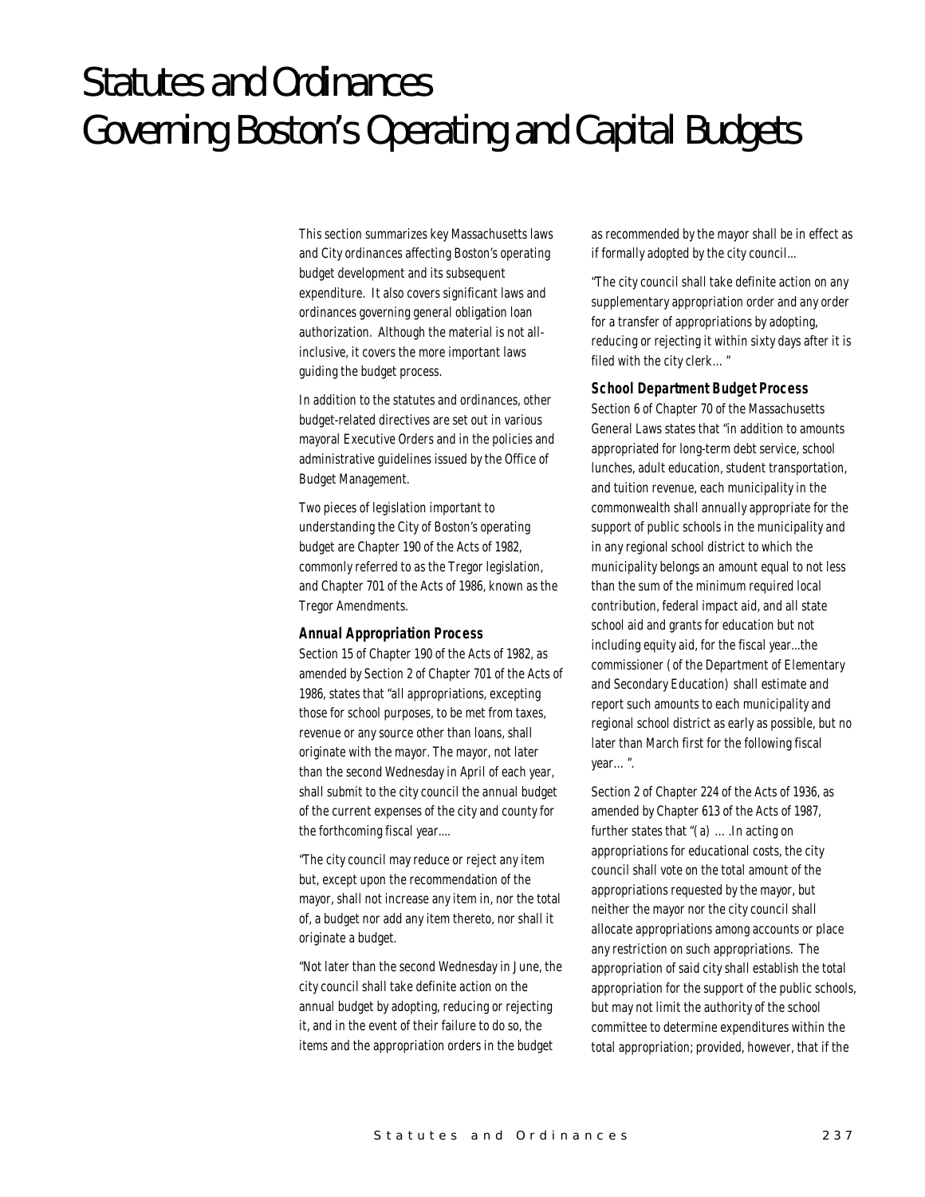# Statutes and Ordinances Governing Boston's Operating and Capital Budgets

This section summarizes key Massachusetts laws and City ordinances affecting Boston's operating budget development and its subsequent expenditure. It also covers significant laws and ordinances governing general obligation loan authorization. Although the material is not all-inclusive, it covers the more important laws guiding the budget process.

In addition to the statutes and ordinances, other budget-related directives are set out in various mayoral Executive Orders and in the policies and administrative guidelines issued by the Office of Budget Management.

Two pieces of legislation important to understanding the City of Boston's operating budget are Chapter 190 of the Acts of 1982, commonly referred to as the Tregor legislation, and Chapter 701 of the Acts of 1986, known as the Tregor Amendments.

### Annual Appropriation Process

Section 15 of Chapter 190 of the Acts of 1982, as amended by Section 2 of Chapter 701 of the Acts of 1986, states that "all appropriations, excepting those for school purposes, to be met from taxes, revenue or any source other than loans, shall originate with the mayor. The mayor, not later than the second Wednesday in April of each year, shall submit to the city council the annual budget of the current expenses of the city and county for the forthcoming fiscal year....

"The city council may reduce or reject any item but, except upon the recommendation of the mayor, shall not increase any item in, nor the total of, a budget nor add any item thereto, nor shall it originate a budget.

"Not later than the second Wednesday in June, the city council shall take definite action on the annual budget by adopting, reducing or rejecting it, and in the event of their failure to do so, the items and the appropriation orders in the budget as recommended by the mayor shall be in effect as if formally adopted by the city council...

"The city council shall take definite action on any supplementary appropriation order and any order for a transfer of appropriations by adopting, reducing or rejecting it within sixty days after it is filed with the city clerk... "

### School Department Budget Process

Section 6 of Chapter 70 of the Massachusetts General Laws states that "in addition to amounts appropriated for long-term debt service, school lunches, adult education, student transportation, and tuition revenue, each municipality in the commonwealth shall annually appropriate for the support of public schools in the municipality and in any regional school district to which the municipality belongs an amount equal to not less than the sum of the minimum required local contribution, federal impact aid, and all state school aid and grants for education but not including equity aid, for the fiscal year...the commissioner (of the Department of Elementary and Secondary Education) shall estimate and report such amounts to each municipality and regional school district as early as possible, but no later than March first for the following fiscal year... ".

Section 2 of Chapter 224 of the Acts of 1936, as amended by Chapter 613 of the Acts of 1987, further states that "(a) … .In acting on appropriations for educational costs, the city council shall vote on the total amount of the appropriations requested by the mayor, but neither the mayor nor the city council shall allocate appropriations among accounts or place any restriction on such appropriations. The appropriation of said city shall establish the total appropriation for the support of the public schools, but may not limit the authority of the school committee to determine expenditures within the total appropriation; provided, however, that if the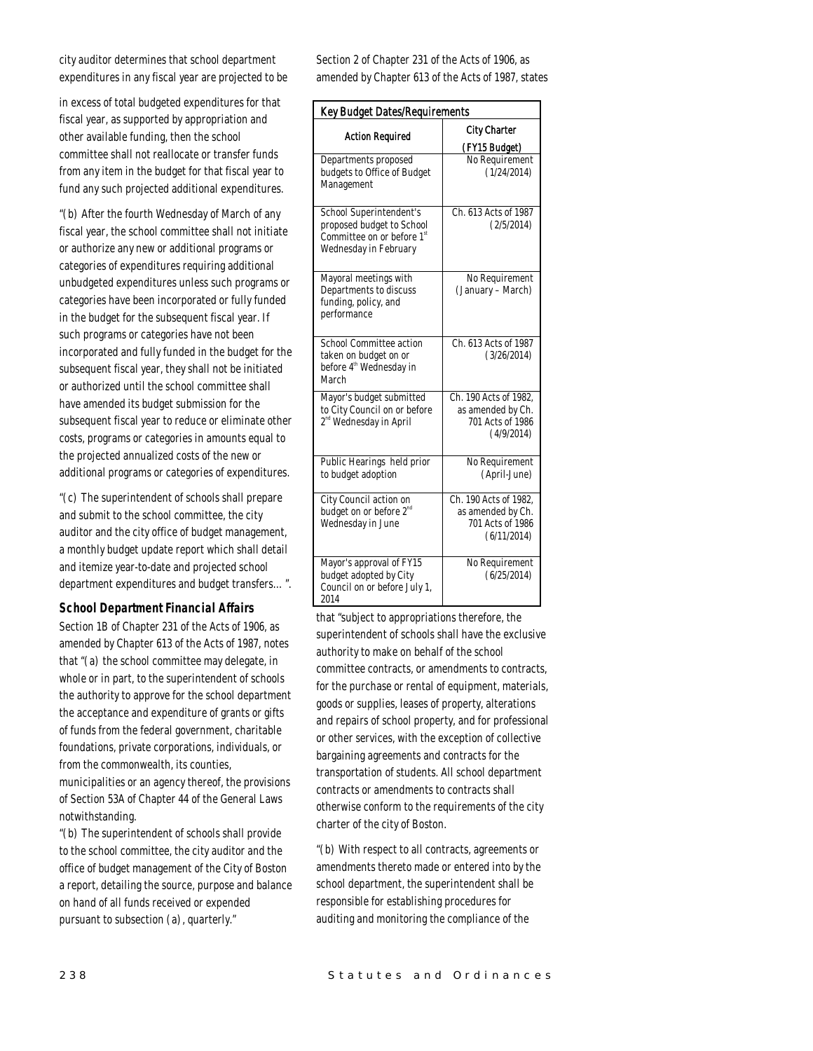city auditor determines that school department expenditures in any fiscal year are projected to be in excess of total budgeted expenditures for that fiscal year, as supported by appropriation and other available funding, then the school committee shall not reallocate or transfer funds from any item in the budget for that fiscal year to fund any such projected additional expenditures.

"(b) After the fourth Wednesday of March of any fiscal year, the school committee shall not initiate or authorize any new or additional programs or categories of expenditures requiring additional unbudgeted expenditures unless such programs or categories have been incorporated or fully funded in the budget for the subsequent fiscal year. If such programs or categories have not been incorporated and fully funded in the budget for the subsequent fiscal year, they shall not be initiated or authorized until the school committee shall have amended its budget submission for the subsequent fiscal year to reduce or eliminate other costs, programs or categories in amounts equal to the projected annualized costs of the new or additional programs or categories of expenditures.

"(c) The superintendent of schools shall prepare and submit to the school committee, the city auditor and the city office of budget management, a monthly budget update report which shall detail and itemize year-to-date and projected school department expenditures and budget transfers… ".

### School Department Financial Affairs

Section 1B of Chapter 231 of the Acts of 1906, as amended by Chapter 613 of the Acts of 1987, notes that "(a) the school committee may delegate, in whole or in part, to the superintendent of schools the authority to approve for the school department the acceptance and expenditure of grants or gifts of funds from the federal government, charitable foundations, private corporations, individuals, or from the commonwealth, its counties, municipalities or an agency thereof, the provisions of Section 53A of Chapter 44 of the General Laws notwithstanding.

"(b) The superintendent of schools shall provide to the school committee, the city auditor and the office of budget management of the City of Boston a report, detailing the source, purpose and balance on hand of all funds received or expended pursuant to subsection (a), quarterly."

Section 2 of Chapter 231 of the Acts of 1906, as amended by Chapter 613 of the Acts of 1987, states that "subject to appropriations therefore, the superintendent of schools shall have the exclusive authority to make on behalf of the school committee contracts, or amendments to contracts, for the purchase or rental of equipment, materials, goods or supplies, leases of property, alterations and repairs of school property, and for professional or other services, with the exception of collective bargaining agreements and contracts for the transportation of students. All school department contracts or amendments to contracts shall otherwise conform to the requirements of the city charter of the city of Boston.

"(b) With respect to all contracts, agreements or amendments thereto made or entered into by the school department, the superintendent shall be responsible for establishing procedures for auditing and monitoring the compliance of the

| Key Budget Dates/Requirements | |
|---|---|
| Action Required | City Charter (FY15 Budget) |
| Departments proposed budgets to Office of Budget Management | No Requirement (1/24/2014) |
| School Superintendent's proposed budget to School Committee on or before 1st Wednesday in February | Ch. 613 Acts of 1987 (2/5/2014) |
| Mayoral meetings with Departments to discuss funding, policy, and performance | No Requirement (January – March) |
| School Committee action taken on budget on or before 4th Wednesday in March | Ch. 613 Acts of 1987 (3/26/2014) |
| Mayor's budget submitted to City Council on or before 2nd Wednesday in April | Ch. 190 Acts of 1982, as amended by Ch. 701 Acts of 1986 (4/9/2014) |
| Public Hearings held prior to budget adoption | No Requirement (April-June) |
| City Council action on budget on or before 2nd Wednesday in June | Ch. 190 Acts of 1982, as amended by Ch. 701 Acts of 1986 (6/11/2014) |
| Mayor's approval of FY15 budget adopted by City Council on or before July 1, 2014 | No Requirement (6/25/2014) |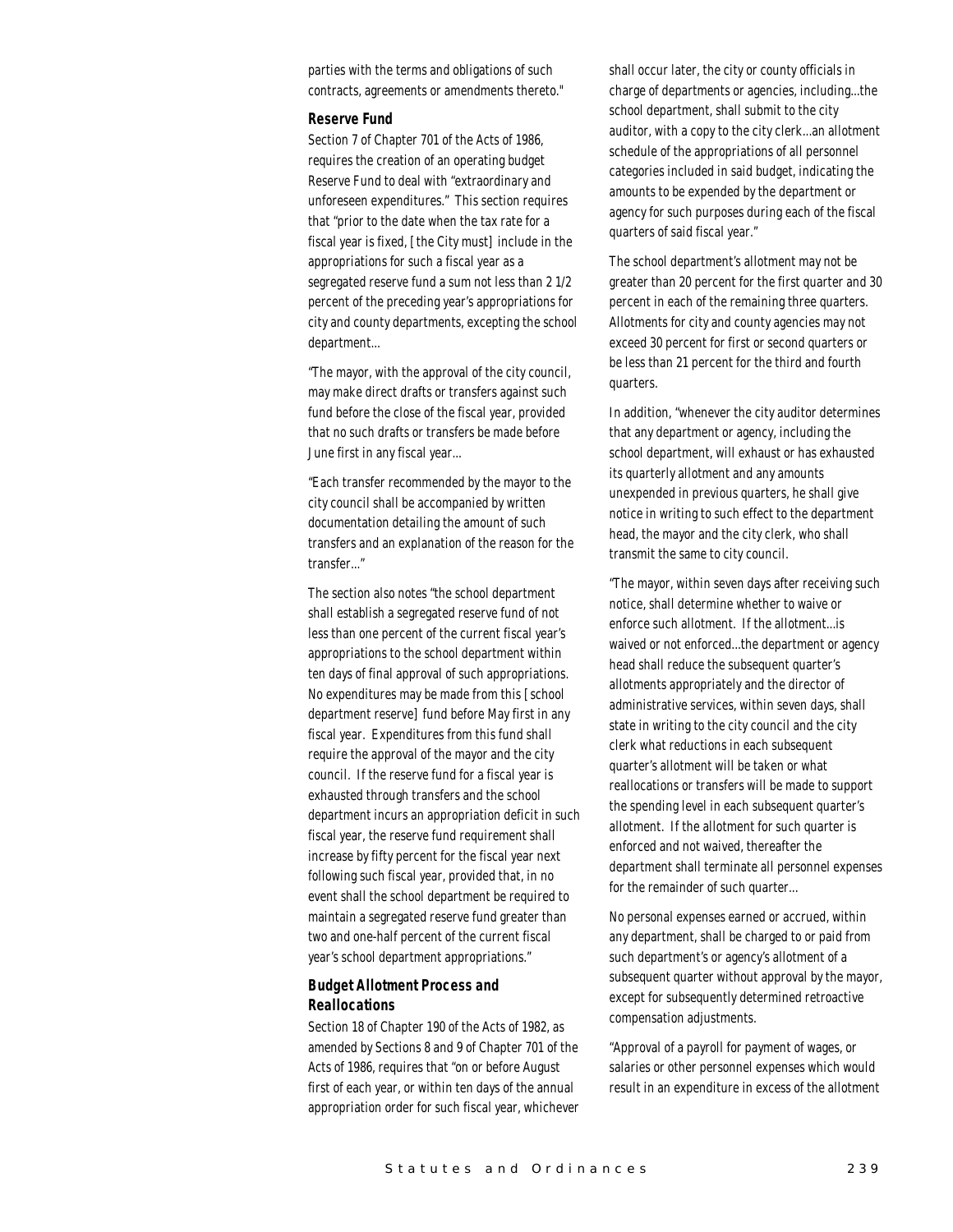parties with the terms and obligations of such contracts, agreements or amendments thereto."

### Reserve Fund

Section 7 of Chapter 701 of the Acts of 1986, requires the creation of an operating budget Reserve Fund to deal with "extraordinary and unforeseen expenditures." This section requires that "prior to the date when the tax rate for a fiscal year is fixed, [the City must] include in the appropriations for such a fiscal year as a segregated reserve fund a sum not less than 2 1/2 percent of the preceding year's appropriations for city and county departments, excepting the school department...

"The mayor, with the approval of the city council, may make direct drafts or transfers against such fund before the close of the fiscal year, provided that no such drafts or transfers be made before June first in any fiscal year...

"Each transfer recommended by the mayor to the city council shall be accompanied by written documentation detailing the amount of such transfers and an explanation of the reason for the transfer..."

The section also notes "the school department shall establish a segregated reserve fund of not less than one percent of the current fiscal year's appropriations to the school department within ten days of final approval of such appropriations. No expenditures may be made from this [school department reserve] fund before May first in any fiscal year. Expenditures from this fund shall require the approval of the mayor and the city council. If the reserve fund for a fiscal year is exhausted through transfers and the school department incurs an appropriation deficit in such fiscal year, the reserve fund requirement shall increase by fifty percent for the fiscal year next following such fiscal year, provided that, in no event shall the school department be required to maintain a segregated reserve fund greater than two and one-half percent of the current fiscal year's school department appropriations."

### Budget Allotment Process and Reallocations

Section 18 of Chapter 190 of the Acts of 1982, as amended by Sections 8 and 9 of Chapter 701 of the Acts of 1986, requires that "on or before August first of each year, or within ten days of the annual appropriation order for such fiscal year, whichever shall occur later, the city or county officials in charge of departments or agencies, including...the school department, shall submit to the city auditor, with a copy to the city clerk...an allotment schedule of the appropriations of all personnel categories included in said budget, indicating the amounts to be expended by the department or agency for such purposes during each of the fiscal quarters of said fiscal year."

The school department's allotment may not be greater than 20 percent for the first quarter and 30 percent in each of the remaining three quarters. Allotments for city and county agencies may not exceed 30 percent for first or second quarters or be less than 21 percent for the third and fourth quarters.

In addition, "whenever the city auditor determines that any department or agency, including the school department, will exhaust or has exhausted its quarterly allotment and any amounts unexpended in previous quarters, he shall give notice in writing to such effect to the department head, the mayor and the city clerk, who shall transmit the same to city council.

"The mayor, within seven days after receiving such notice, shall determine whether to waive or enforce such allotment. If the allotment...is waived or not enforced...the department or agency head shall reduce the subsequent quarter's allotments appropriately and the director of administrative services, within seven days, shall state in writing to the city council and the city clerk what reductions in each subsequent quarter's allotment will be taken or what reallocations or transfers will be made to support the spending level in each subsequent quarter's allotment. If the allotment for such quarter is enforced and not waived, thereafter the department shall terminate all personnel expenses for the remainder of such quarter...

No personal expenses earned or accrued, within any department, shall be charged to or paid from such department's or agency's allotment of a subsequent quarter without approval by the mayor, except for subsequently determined retroactive compensation adjustments.

"Approval of a payroll for payment of wages, or salaries or other personnel expenses which would result in an expenditure in excess of the allotment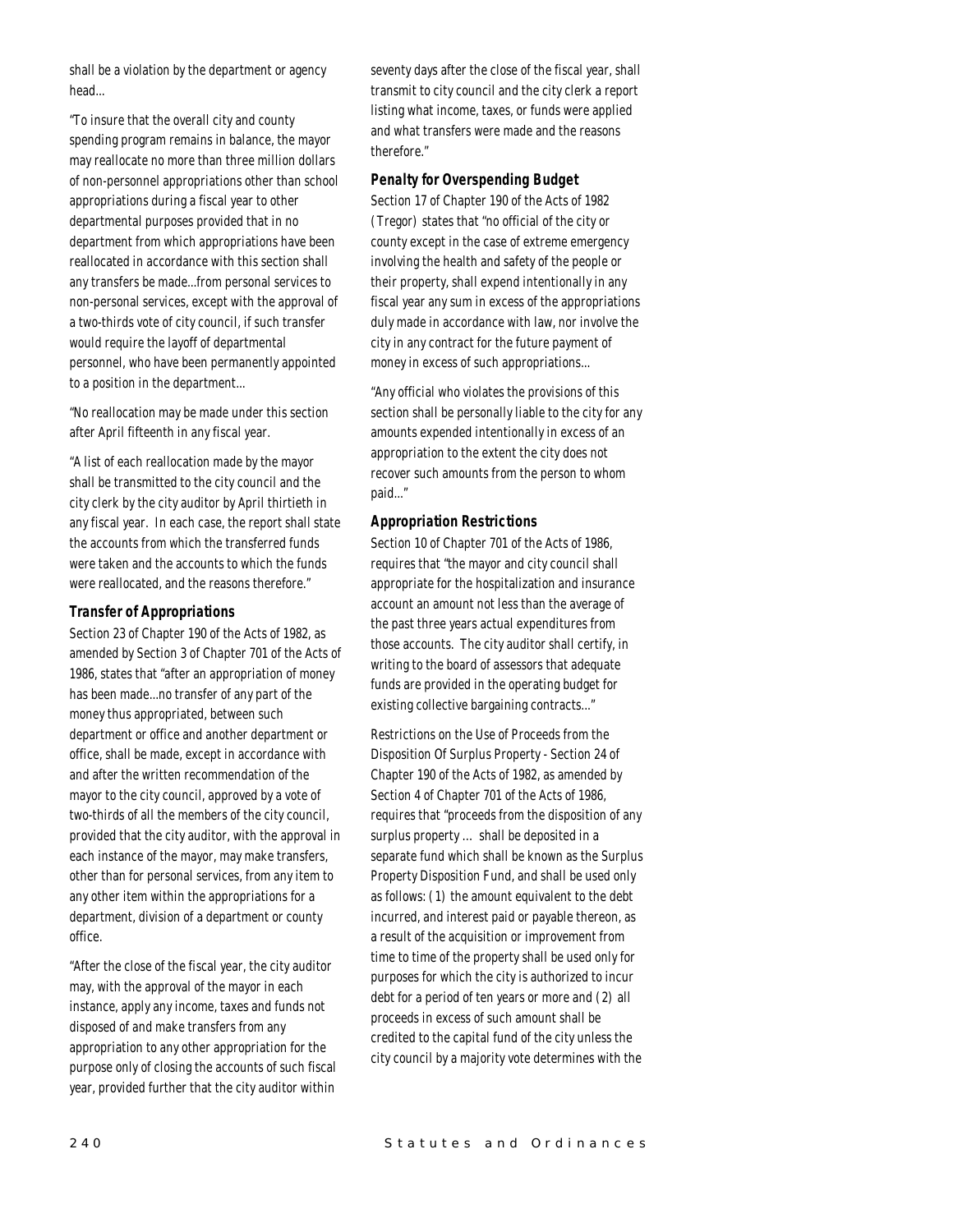shall be a violation by the department or agency head...

"To insure that the overall city and county spending program remains in balance, the mayor may reallocate no more than three million dollars of non-personnel appropriations other than school appropriations during a fiscal year to other departmental purposes provided that in no department from which appropriations have been reallocated in accordance with this section shall any transfers be made...from personal services to non-personal services, except with the approval of a two-thirds vote of city council, if such transfer would require the layoff of departmental personnel, who have been permanently appointed to a position in the department...

"No reallocation may be made under this section after April fifteenth in any fiscal year.

"A list of each reallocation made by the mayor shall be transmitted to the city council and the city clerk by the city auditor by April thirtieth in any fiscal year. In each case, the report shall state the accounts from which the transferred funds were taken and the accounts to which the funds were reallocated, and the reasons therefore."

### Transfer of Appropriations

Section 23 of Chapter 190 of the Acts of 1982, as amended by Section 3 of Chapter 701 of the Acts of 1986, states that "after an appropriation of money has been made...no transfer of any part of the money thus appropriated, between such department or office and another department or office, shall be made, except in accordance with and after the written recommendation of the mayor to the city council, approved by a vote of two-thirds of all the members of the city council, provided that the city auditor, with the approval in each instance of the mayor, may make transfers, other than for personal services, from any item to any other item within the appropriations for a department, division of a department or county office.

"After the close of the fiscal year, the city auditor may, with the approval of the mayor in each instance, apply any income, taxes and funds not disposed of and make transfers from any appropriation to any other appropriation for the purpose only of closing the accounts of such fiscal year, provided further that the city auditor within seventy days after the close of the fiscal year, shall transmit to city council and the city clerk a report listing what income, taxes, or funds were applied and what transfers were made and the reasons therefore."

### Penalty for Overspending Budget

Section 17 of Chapter 190 of the Acts of 1982 (Tregor) states that "no official of the city or county except in the case of extreme emergency involving the health and safety of the people or their property, shall expend intentionally in any fiscal year any sum in excess of the appropriations duly made in accordance with law, nor involve the city in any contract for the future payment of money in excess of such appropriations...

"Any official who violates the provisions of this section shall be personally liable to the city for any amounts expended intentionally in excess of an appropriation to the extent the city does not recover such amounts from the person to whom paid..."

### Appropriation Restrictions

Section 10 of Chapter 701 of the Acts of 1986, requires that "the mayor and city council shall appropriate for the hospitalization and insurance account an amount not less than the average of the past three years actual expenditures from those accounts. The city auditor shall certify, in writing to the board of assessors that adequate funds are provided in the operating budget for existing collective bargaining contracts..."

Restrictions on the Use of Proceeds from the Disposition Of Surplus Property - Section 24 of Chapter 190 of the Acts of 1982, as amended by Section 4 of Chapter 701 of the Acts of 1986, requires that "proceeds from the disposition of any surplus property ... shall be deposited in a separate fund which shall be known as the Surplus Property Disposition Fund, and shall be used only as follows: (1) the amount equivalent to the debt incurred, and interest paid or payable thereon, as a result of the acquisition or improvement from time to time of the property shall be used only for purposes for which the city is authorized to incur debt for a period of ten years or more and (2) all proceeds in excess of such amount shall be credited to the capital fund of the city unless the city council by a majority vote determines with the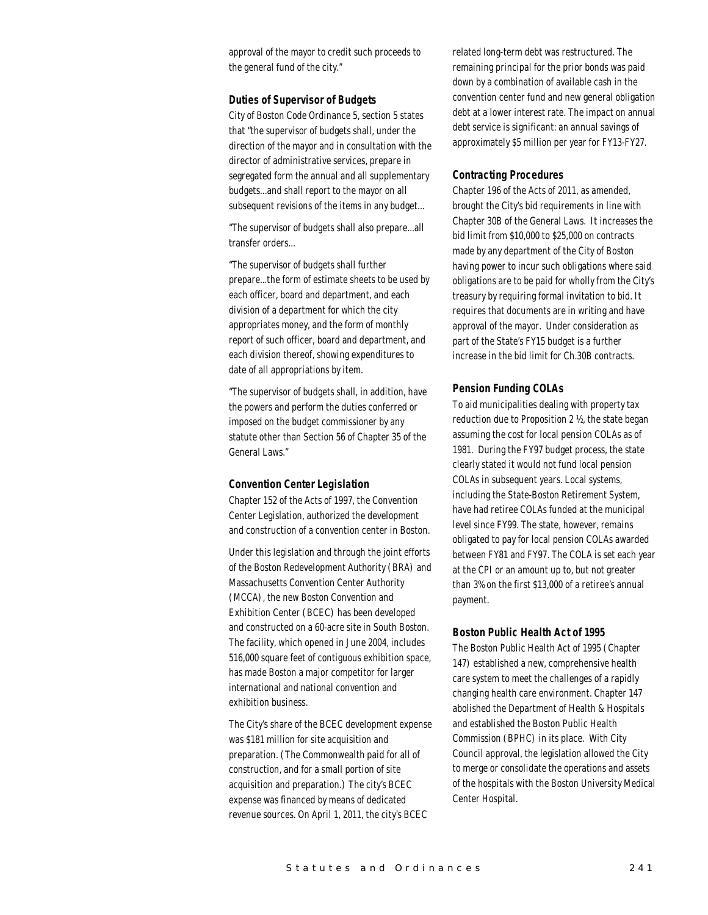approval of the mayor to credit such proceeds to the general fund of the city."

### Duties of Supervisor of Budgets

City of Boston Code Ordinance 5, section 5 states that "the supervisor of budgets shall, under the direction of the mayor and in consultation with the director of administrative services, prepare in segregated form the annual and all supplementary budgets...and shall report to the mayor on all subsequent revisions of the items in any budget...

"The supervisor of budgets shall also prepare...all transfer orders...

"The supervisor of budgets shall further prepare...the form of estimate sheets to be used by each officer, board and department, and each division of a department for which the city appropriates money, and the form of monthly report of such officer, board and department, and each division thereof, showing expenditures to date of all appropriations by item.

"The supervisor of budgets shall, in addition, have the powers and perform the duties conferred or imposed on the budget commissioner by any statute other than Section 56 of Chapter 35 of the General Laws."

### Convention Center Legislation

Chapter 152 of the Acts of 1997, the Convention Center Legislation, authorized the development and construction of a convention center in Boston.

Under this legislation and through the joint efforts of the Boston Redevelopment Authority (BRA) and Massachusetts Convention Center Authority (MCCA), the new Boston Convention and Exhibition Center (BCEC) has been developed and constructed on a 60-acre site in South Boston. The facility, which opened in June 2004, includes 516,000 square feet of contiguous exhibition space, has made Boston a major competitor for larger international and national convention and exhibition business.

The City's share of the BCEC development expense was $181 million for site acquisition and preparation. (The Commonwealth paid for all of construction, and for a small portion of site acquisition and preparation.) The city's BCEC expense was financed by means of dedicated revenue sources. On April 1, 2011, the city's BCEC related long-term debt was restructured. The remaining principal for the prior bonds was paid down by a combination of available cash in the convention center fund and new general obligation debt at a lower interest rate. The impact on annual debt service is significant: an annual savings of approximately $5 million per year for FY13-FY27.

### Contracting Procedures

Chapter 196 of the Acts of 2011, as amended, brought the City's bid requirements in line with Chapter 30B of the General Laws. It increases the bid limit from $10,000 to $25,000 on contracts made by any department of the City of Boston having power to incur such obligations where said obligations are to be paid for wholly from the City's treasury by requiring formal invitation to bid. It requires that documents are in writing and have approval of the mayor. Under consideration as part of the State's FY15 budget is a further increase in the bid limit for Ch.30B contracts.

### Pension Funding COLAs

To aid municipalities dealing with property tax reduction due to Proposition 2 ½, the state began assuming the cost for local pension COLAs as of 1981. During the FY97 budget process, the state clearly stated it would not fund local pension COLAs in subsequent years. Local systems, including the State-Boston Retirement System, have had retiree COLAs funded at the municipal level since FY99. The state, however, remains obligated to pay for local pension COLAs awarded between FY81 and FY97. The COLA is set each year at the CPI or an amount up to, but not greater than 3% on the first $13,000 of a retiree's annual payment.

### Boston Public Health Act of 1995

The Boston Public Health Act of 1995 (Chapter 147) established a new, comprehensive health care system to meet the challenges of a rapidly changing health care environment. Chapter 147 abolished the Department of Health & Hospitals and established the Boston Public Health Commission (BPHC) in its place. With City Council approval, the legislation allowed the City to merge or consolidate the operations and assets of the hospitals with the Boston University Medical Center Hospital.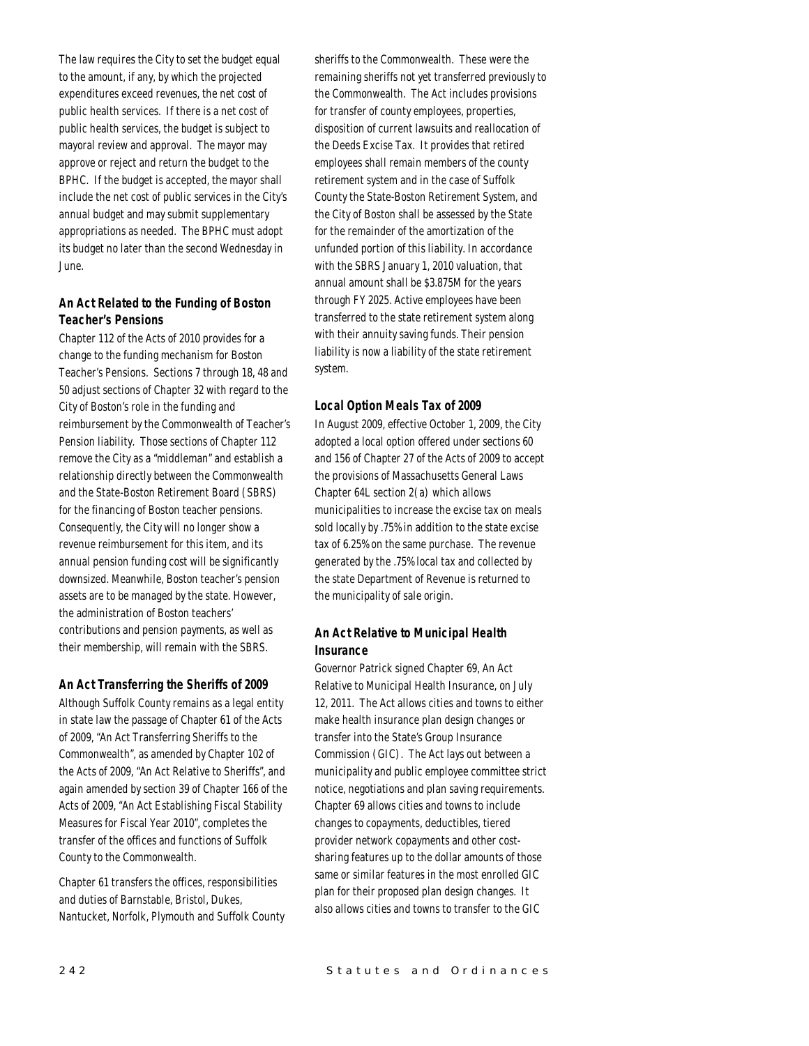The law requires the City to set the budget equal to the amount, if any, by which the projected expenditures exceed revenues, the net cost of public health services. If there is a net cost of public health services, the budget is subject to mayoral review and approval. The mayor may approve or reject and return the budget to the BPHC. If the budget is accepted, the mayor shall include the net cost of public services in the City's annual budget and may submit supplementary appropriations as needed. The BPHC must adopt its budget no later than the second Wednesday in June.

### An Act Related to the Funding of Boston Teacher's Pensions

Chapter 112 of the Acts of 2010 provides for a change to the funding mechanism for Boston Teacher's Pensions. Sections 7 through 18, 48 and 50 adjust sections of Chapter 32 with regard to the City of Boston's role in the funding and reimbursement by the Commonwealth of Teacher's Pension liability. Those sections of Chapter 112 remove the City as a "middleman" and establish a relationship directly between the Commonwealth and the State-Boston Retirement Board (SBRS) for the financing of Boston teacher pensions. Consequently, the City will no longer show a revenue reimbursement for this item, and its annual pension funding cost will be significantly downsized. Meanwhile, Boston teacher's pension assets are to be managed by the state. However, the administration of Boston teachers' contributions and pension payments, as well as their membership, will remain with the SBRS.

### An Act Transferring the Sheriffs of 2009

Although Suffolk County remains as a legal entity in state law the passage of Chapter 61 of the Acts of 2009, "An Act Transferring Sheriffs to the Commonwealth", as amended by Chapter 102 of the Acts of 2009, "An Act Relative to Sheriffs", and again amended by section 39 of Chapter 166 of the Acts of 2009, "An Act Establishing Fiscal Stability Measures for Fiscal Year 2010", completes the transfer of the offices and functions of Suffolk County to the Commonwealth.

Chapter 61 transfers the offices, responsibilities and duties of Barnstable, Bristol, Dukes, Nantucket, Norfolk, Plymouth and Suffolk County sheriffs to the Commonwealth. These were the remaining sheriffs not yet transferred previously to the Commonwealth. The Act includes provisions for transfer of county employees, properties, disposition of current lawsuits and reallocation of the Deeds Excise Tax. It provides that retired employees shall remain members of the county retirement system and in the case of Suffolk County the State-Boston Retirement System, and the City of Boston shall be assessed by the State for the remainder of the amortization of the unfunded portion of this liability. In accordance with the SBRS January 1, 2010 valuation, that annual amount shall be $3.875M for the years through FY 2025. Active employees have been transferred to the state retirement system along with their annuity saving funds. Their pension liability is now a liability of the state retirement system.

### Local Option Meals Tax of 2009

In August 2009, effective October 1, 2009, the City adopted a local option offered under sections 60 and 156 of Chapter 27 of the Acts of 2009 to accept the provisions of Massachusetts General Laws Chapter 64L section 2(a) which allows municipalities to increase the excise tax on meals sold locally by .75% in addition to the state excise tax of 6.25% on the same purchase. The revenue generated by the .75% local tax and collected by the state Department of Revenue is returned to the municipality of sale origin.

### An Act Relative to Municipal Health Insurance

Governor Patrick signed Chapter 69, An Act Relative to Municipal Health Insurance, on July 12, 2011. The Act allows cities and towns to either make health insurance plan design changes or transfer into the State's Group Insurance Commission (GIC). The Act lays out between a municipality and public employee committee strict notice, negotiations and plan saving requirements. Chapter 69 allows cities and towns to include changes to copayments, deductibles, tiered provider network copayments and other cost-sharing features up to the dollar amounts of those same or similar features in the most enrolled GIC plan for their proposed plan design changes. It also allows cities and towns to transfer to the GIC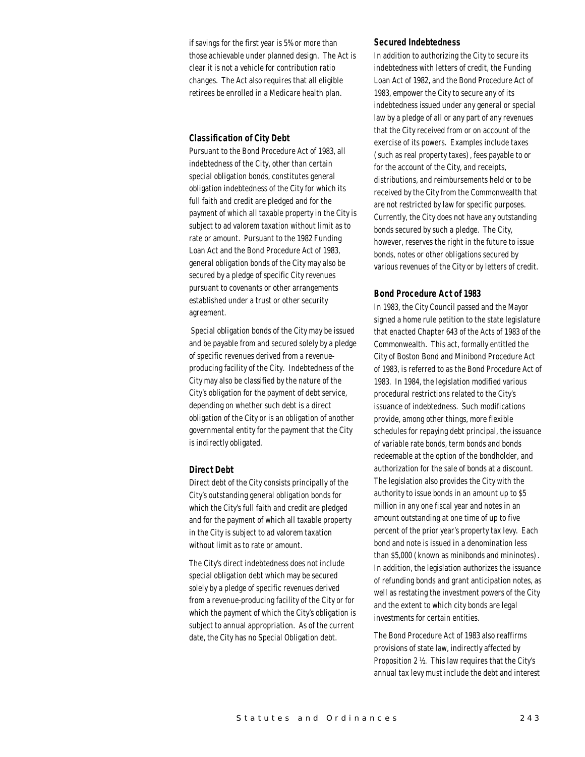if savings for the first year is 5% or more than those achievable under planned design. The Act is clear it is not a vehicle for contribution ratio changes. The Act also requires that all eligible retirees be enrolled in a Medicare health plan.

### Classification of City Debt

Pursuant to the Bond Procedure Act of 1983, all indebtedness of the City, other than certain special obligation bonds, constitutes general obligation indebtedness of the City for which its full faith and credit are pledged and for the payment of which all taxable property in the City is subject to ad valorem taxation without limit as to rate or amount. Pursuant to the 1982 Funding Loan Act and the Bond Procedure Act of 1983, general obligation bonds of the City may also be secured by a pledge of specific City revenues pursuant to covenants or other arrangements established under a trust or other security agreement.

Special obligation bonds of the City may be issued and be payable from and secured solely by a pledge of specific revenues derived from a revenue-producing facility of the City. Indebtedness of the City may also be classified by the nature of the City's obligation for the payment of debt service, depending on whether such debt is a direct obligation of the City or is an obligation of another governmental entity for the payment that the City is indirectly obligated.

### Direct Debt

Direct debt of the City consists principally of the City's outstanding general obligation bonds for which the City's full faith and credit are pledged and for the payment of which all taxable property in the City is subject to ad valorem taxation without limit as to rate or amount.

The City's direct indebtedness does not include special obligation debt which may be secured solely by a pledge of specific revenues derived from a revenue-producing facility of the City or for which the payment of which the City's obligation is subject to annual appropriation. As of the current date, the City has no Special Obligation debt.

### Secured Indebtedness

In addition to authorizing the City to secure its indebtedness with letters of credit, the Funding Loan Act of 1982, and the Bond Procedure Act of 1983, empower the City to secure any of its indebtedness issued under any general or special law by a pledge of all or any part of any revenues that the City received from or on account of the exercise of its powers. Examples include taxes (such as real property taxes), fees payable to or for the account of the City, and receipts, distributions, and reimbursements held or to be received by the City from the Commonwealth that are not restricted by law for specific purposes. Currently, the City does not have any outstanding bonds secured by such a pledge. The City, however, reserves the right in the future to issue bonds, notes or other obligations secured by various revenues of the City or by letters of credit.

### Bond Procedure Act of 1983

In 1983, the City Council passed and the Mayor signed a home rule petition to the state legislature that enacted Chapter 643 of the Acts of 1983 of the Commonwealth. This act, formally entitled the City of Boston Bond and Minibond Procedure Act of 1983, is referred to as the Bond Procedure Act of 1983. In 1984, the legislation modified various procedural restrictions related to the City's issuance of indebtedness. Such modifications provide, among other things, more flexible schedules for repaying debt principal, the issuance of variable rate bonds, term bonds and bonds redeemable at the option of the bondholder, and authorization for the sale of bonds at a discount. The legislation also provides the City with the authority to issue bonds in an amount up to $5 million in any one fiscal year and notes in an amount outstanding at one time of up to five percent of the prior year's property tax levy. Each bond and note is issued in a denomination less than $5,000 (known as minibonds and mininotes). In addition, the legislation authorizes the issuance of refunding bonds and grant anticipation notes, as well as restating the investment powers of the City and the extent to which city bonds are legal investments for certain entities.

The Bond Procedure Act of 1983 also reaffirms provisions of state law, indirectly affected by Proposition 2 ½. This law requires that the City's annual tax levy must include the debt and interest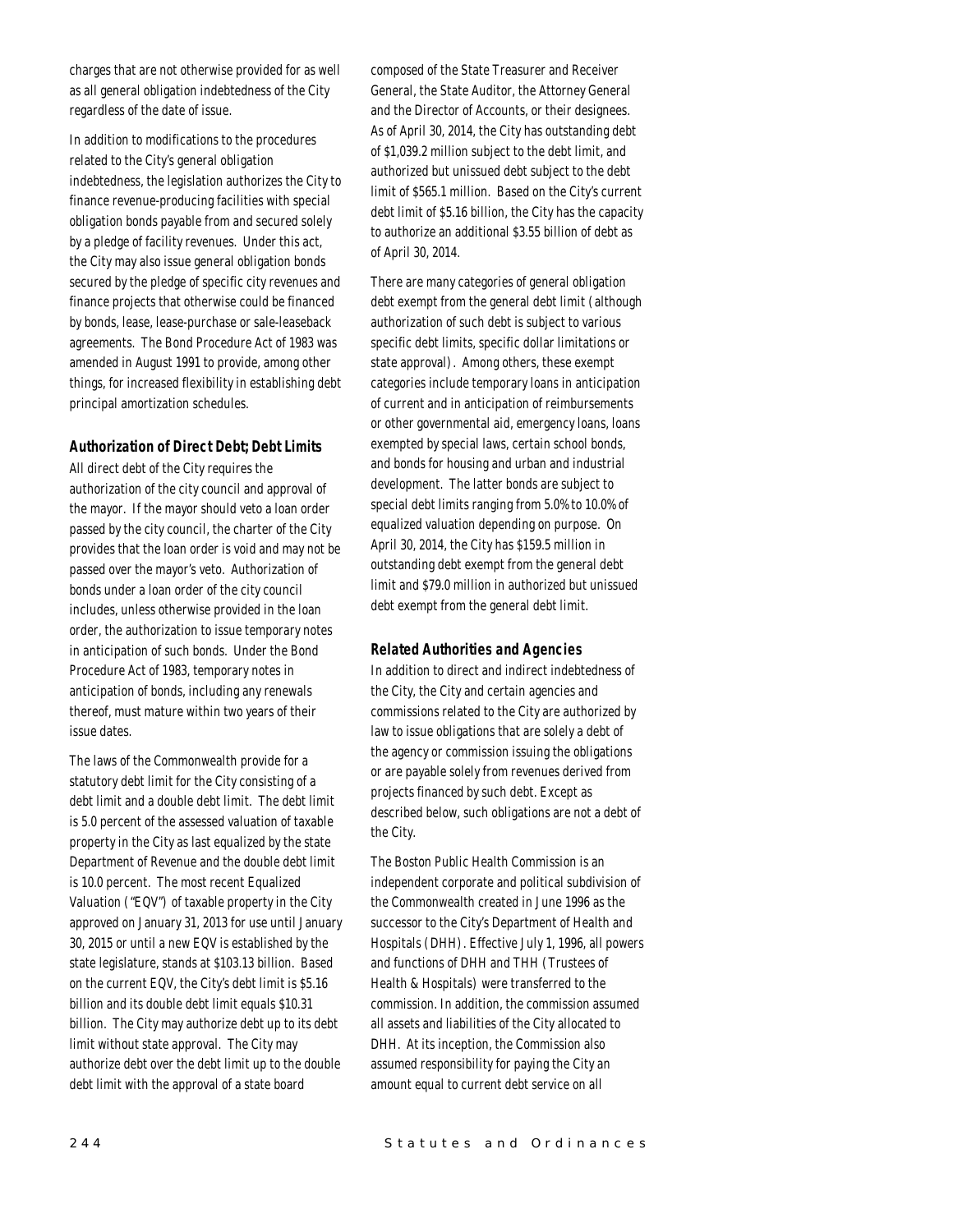charges that are not otherwise provided for as well as all general obligation indebtedness of the City regardless of the date of issue.

In addition to modifications to the procedures related to the City's general obligation indebtedness, the legislation authorizes the City to finance revenue-producing facilities with special obligation bonds payable from and secured solely by a pledge of facility revenues. Under this act, the City may also issue general obligation bonds secured by the pledge of specific city revenues and finance projects that otherwise could be financed by bonds, lease, lease-purchase or sale-leaseback agreements. The Bond Procedure Act of 1983 was amended in August 1991 to provide, among other things, for increased flexibility in establishing debt principal amortization schedules.

### Authorization of Direct Debt; Debt Limits

All direct debt of the City requires the authorization of the city council and approval of the mayor. If the mayor should veto a loan order passed by the city council, the charter of the City provides that the loan order is void and may not be passed over the mayor's veto. Authorization of bonds under a loan order of the city council includes, unless otherwise provided in the loan order, the authorization to issue temporary notes in anticipation of such bonds. Under the Bond Procedure Act of 1983, temporary notes in anticipation of bonds, including any renewals thereof, must mature within two years of their issue dates.

The laws of the Commonwealth provide for a statutory debt limit for the City consisting of a debt limit and a double debt limit. The debt limit is 5.0 percent of the assessed valuation of taxable property in the City as last equalized by the state Department of Revenue and the double debt limit is 10.0 percent. The most recent Equalized Valuation ("EQV") of taxable property in the City approved on January 31, 2013 for use until January 30, 2015 or until a new EQV is established by the state legislature, stands at $103.13 billion. Based on the current EQV, the City's debt limit is $5.16 billion and its double debt limit equals $10.31 billion. The City may authorize debt up to its debt limit without state approval. The City may authorize debt over the debt limit up to the double debt limit with the approval of a state board composed of the State Treasurer and Receiver General, the State Auditor, the Attorney General and the Director of Accounts, or their designees. As of April 30, 2014, the City has outstanding debt of $1,039.2 million subject to the debt limit, and authorized but unissued debt subject to the debt limit of $565.1 million. Based on the City's current debt limit of $5.16 billion, the City has the capacity to authorize an additional $3.55 billion of debt as of April 30, 2014.

There are many categories of general obligation debt exempt from the general debt limit (although authorization of such debt is subject to various specific debt limits, specific dollar limitations or state approval). Among others, these exempt categories include temporary loans in anticipation of current and in anticipation of reimbursements or other governmental aid, emergency loans, loans exempted by special laws, certain school bonds, and bonds for housing and urban and industrial development. The latter bonds are subject to special debt limits ranging from 5.0% to 10.0% of equalized valuation depending on purpose. On April 30, 2014, the City has $159.5 million in outstanding debt exempt from the general debt limit and $79.0 million in authorized but unissued debt exempt from the general debt limit.

### Related Authorities and Agencies

In addition to direct and indirect indebtedness of the City, the City and certain agencies and commissions related to the City are authorized by law to issue obligations that are solely a debt of the agency or commission issuing the obligations or are payable solely from revenues derived from projects financed by such debt. Except as described below, such obligations are not a debt of the City.

The Boston Public Health Commission is an independent corporate and political subdivision of the Commonwealth created in June 1996 as the successor to the City's Department of Health and Hospitals (DHH). Effective July 1, 1996, all powers and functions of DHH and THH (Trustees of Health & Hospitals) were transferred to the commission. In addition, the commission assumed all assets and liabilities of the City allocated to DHH. At its inception, the Commission also assumed responsibility for paying the City an amount equal to current debt service on all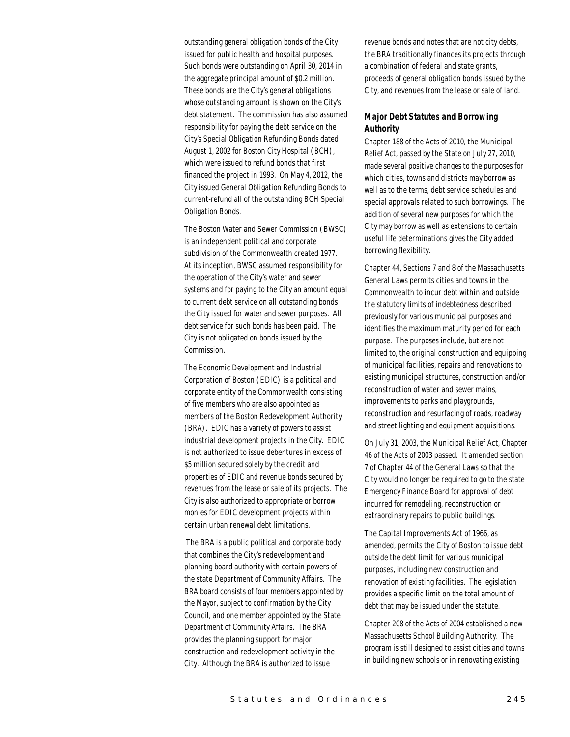outstanding general obligation bonds of the City issued for public health and hospital purposes. Such bonds were outstanding on April 30, 2014 in the aggregate principal amount of $0.2 million. These bonds are the City's general obligations whose outstanding amount is shown on the City's debt statement. The commission has also assumed responsibility for paying the debt service on the City's Special Obligation Refunding Bonds dated August 1, 2002 for Boston City Hospital (BCH), which were issued to refund bonds that first financed the project in 1993. On May 4, 2012, the City issued General Obligation Refunding Bonds to current-refund all of the outstanding BCH Special Obligation Bonds.

The Boston Water and Sewer Commission (BWSC) is an independent political and corporate subdivision of the Commonwealth created 1977. At its inception, BWSC assumed responsibility for the operation of the City's water and sewer systems and for paying to the City an amount equal to current debt service on all outstanding bonds the City issued for water and sewer purposes. All debt service for such bonds has been paid. The City is not obligated on bonds issued by the Commission.

The Economic Development and Industrial Corporation of Boston (EDIC) is a political and corporate entity of the Commonwealth consisting of five members who are also appointed as members of the Boston Redevelopment Authority (BRA). EDIC has a variety of powers to assist industrial development projects in the City. EDIC is not authorized to issue debentures in excess of $5 million secured solely by the credit and properties of EDIC and revenue bonds secured by revenues from the lease or sale of its projects. The City is also authorized to appropriate or borrow monies for EDIC development projects within certain urban renewal debt limitations.

The BRA is a public political and corporate body that combines the City's redevelopment and planning board authority with certain powers of the state Department of Community Affairs. The BRA board consists of four members appointed by the Mayor, subject to confirmation by the City Council, and one member appointed by the State Department of Community Affairs. The BRA provides the planning support for major construction and redevelopment activity in the City. Although the BRA is authorized to issue revenue bonds and notes that are not city debts, the BRA traditionally finances its projects through a combination of federal and state grants, proceeds of general obligation bonds issued by the City, and revenues from the lease or sale of land.

### Major Debt Statutes and Borrowing Authority

Chapter 188 of the Acts of 2010, the Municipal Relief Act, passed by the State on July 27, 2010, made several positive changes to the purposes for which cities, towns and districts may borrow as well as to the terms, debt service schedules and special approvals related to such borrowings. The addition of several new purposes for which the City may borrow as well as extensions to certain useful life determinations gives the City added borrowing flexibility.

Chapter 44, Sections 7 and 8 of the Massachusetts General Laws permits cities and towns in the Commonwealth to incur debt within and outside the statutory limits of indebtedness described previously for various municipal purposes and identifies the maximum maturity period for each purpose. The purposes include, but are not limited to, the original construction and equipping of municipal facilities, repairs and renovations to existing municipal structures, construction and/or reconstruction of water and sewer mains, improvements to parks and playgrounds, reconstruction and resurfacing of roads, roadway and street lighting and equipment acquisitions.

On July 31, 2003, the Municipal Relief Act, Chapter 46 of the Acts of 2003 passed. It amended section 7 of Chapter 44 of the General Laws so that the City would no longer be required to go to the state Emergency Finance Board for approval of debt incurred for remodeling, reconstruction or extraordinary repairs to public buildings.

The Capital Improvements Act of 1966, as amended, permits the City of Boston to issue debt outside the debt limit for various municipal purposes, including new construction and renovation of existing facilities. The legislation provides a specific limit on the total amount of debt that may be issued under the statute.

Chapter 208 of the Acts of 2004 established a new Massachusetts School Building Authority. The program is still designed to assist cities and towns in building new schools or in renovating existing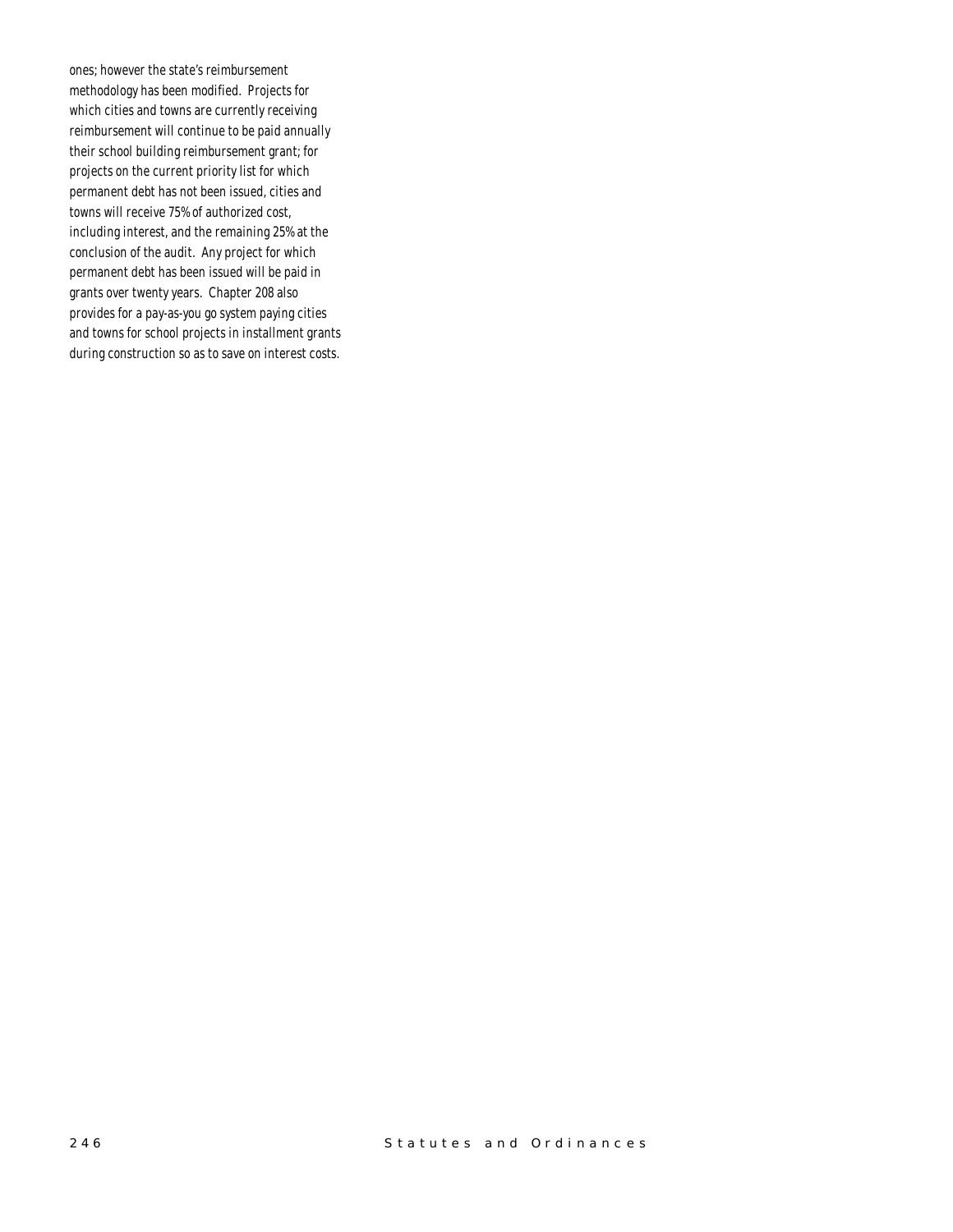ones; however the state's reimbursement methodology has been modified. Projects for which cities and towns are currently receiving reimbursement will continue to be paid annually their school building reimbursement grant; for projects on the current priority list for which permanent debt has not been issued, cities and towns will receive 75% of authorized cost, including interest, and the remaining 25% at the conclusion of the audit. Any project for which permanent debt has been issued will be paid in grants over twenty years. Chapter 208 also provides for a pay-as-you go system paying cities and towns for school projects in installment grants during construction so as to save on interest costs.